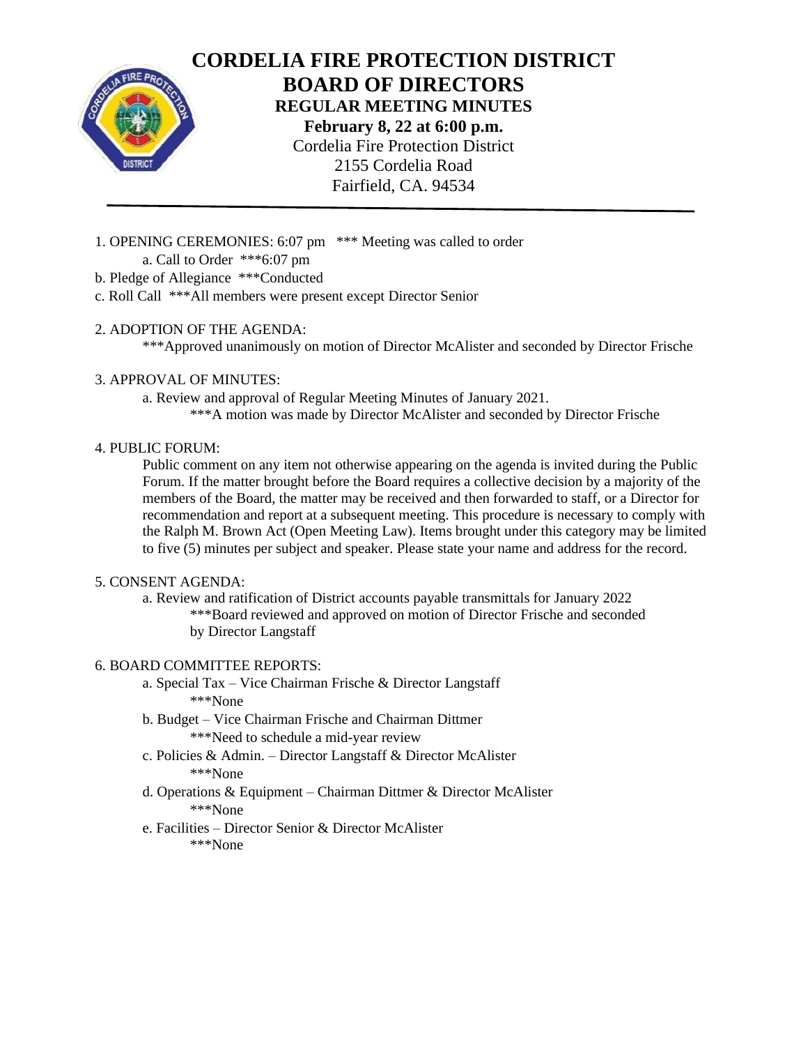# CORDELIA FIRE PROTECTION DISTRICT
# BOARD OF DIRECTORS
## REGULAR MEETING MINUTES
### February 8, 22 at 6:00 p.m.

Cordelia Fire Protection District
2155 Cordelia Road
Fairfield, CA. 94534

---

1. OPENING CEREMONIES: 6:07 pm *** Meeting was called to order
   a. Call to Order ***6:07 pm
   b. Pledge of Allegiance ***Conducted
   c. Roll Call ***All members were present except Director Senior

2. ADOPTION OF THE AGENDA:
   ***Approved unanimously on motion of Director McAlister and seconded by Director Frische

3. APPROVAL OF MINUTES:
   a. Review and approval of Regular Meeting Minutes of January 2021.
      ***A motion was made by Director McAlister and seconded by Director Frische

4. PUBLIC FORUM:
   Public comment on any item not otherwise appearing on the agenda is invited during the Public Forum. If the matter brought before the Board requires a collective decision by a majority of the members of the Board, the matter may be received and then forwarded to staff, or a Director for recommendation and report at a subsequent meeting. This procedure is necessary to comply with the Ralph M. Brown Act (Open Meeting Law). Items brought under this category may be limited to five (5) minutes per subject and speaker. Please state your name and address for the record.

5. CONSENT AGENDA:
   a. Review and ratification of District accounts payable transmittals for January 2022
      ***Board reviewed and approved on motion of Director Frische and seconded by Director Langstaff

6. BOARD COMMITTEE REPORTS:
   a. Special Tax – Vice Chairman Frische & Director Langstaff
      ***None
   b. Budget – Vice Chairman Frische and Chairman Dittmer
      ***Need to schedule a mid-year review
   c. Policies & Admin. – Director Langstaff & Director McAlister
      ***None
   d. Operations & Equipment – Chairman Dittmer & Director McAlister
      ***None
   e. Facilities – Director Senior & Director McAlister
      ***None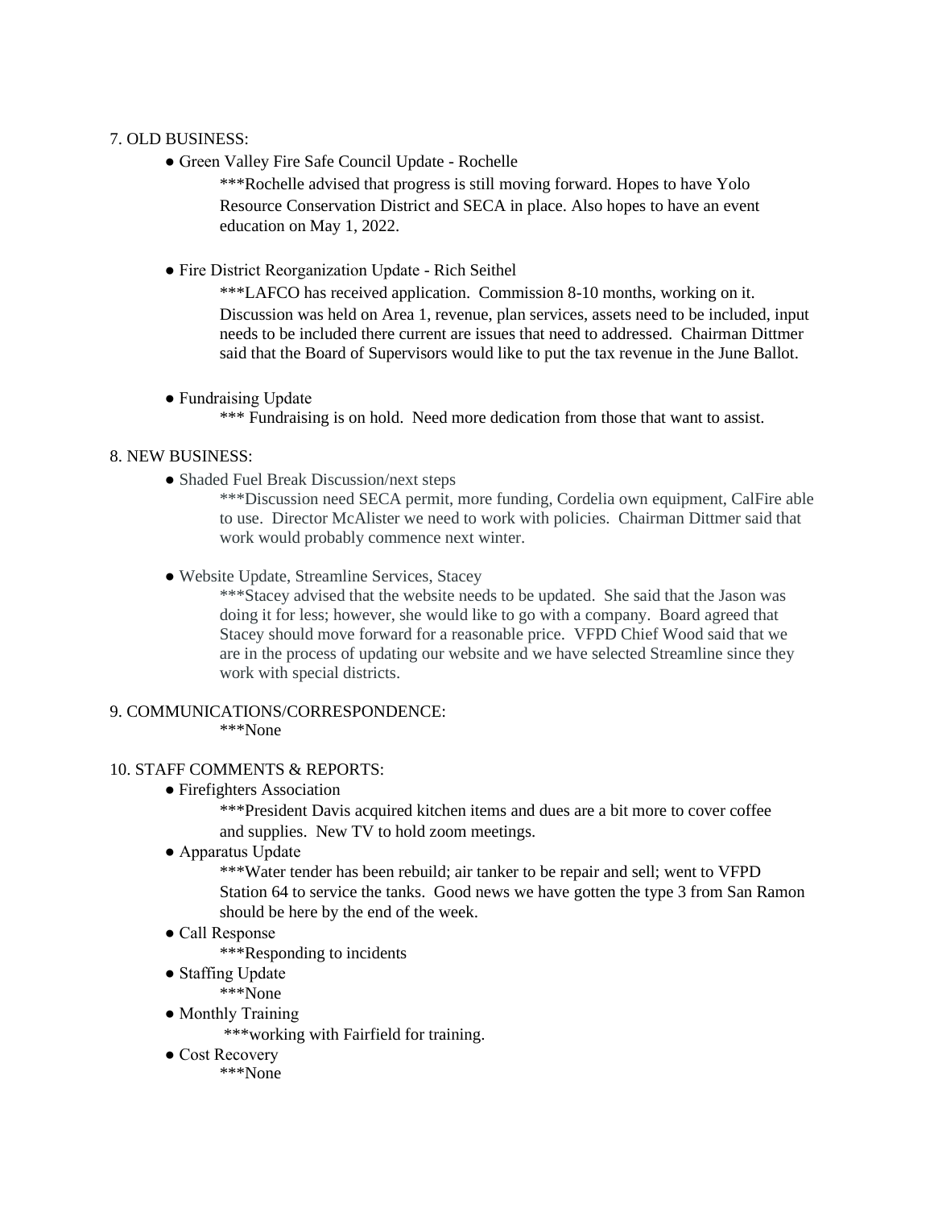7. OLD BUSINESS:

- Green Valley Fire Safe Council Update - Rochelle

  ***Rochelle advised that progress is still moving forward. Hopes to have Yolo Resource Conservation District and SECA in place. Also hopes to have an event education on May 1, 2022.

- Fire District Reorganization Update - Rich Seithel

  ***LAFCO has received application. Commission 8-10 months, working on it. Discussion was held on Area 1, revenue, plan services, assets need to be included, input needs to be included there current are issues that need to addressed. Chairman Dittmer said that the Board of Supervisors would like to put the tax revenue in the June Ballot.

- Fundraising Update

  *** Fundraising is on hold. Need more dedication from those that want to assist.

8. NEW BUSINESS:

- Shaded Fuel Break Discussion/next steps

  ***Discussion need SECA permit, more funding, Cordelia own equipment, CalFire able to use. Director McAlister we need to work with policies. Chairman Dittmer said that work would probably commence next winter.

- Website Update, Streamline Services, Stacey

  ***Stacey advised that the website needs to be updated. She said that the Jason was doing it for less; however, she would like to go with a company. Board agreed that Stacey should move forward for a reasonable price. VFPD Chief Wood said that we are in the process of updating our website and we have selected Streamline since they work with special districts.

9. COMMUNICATIONS/CORRESPONDENCE:

  ***None

10. STAFF COMMENTS & REPORTS:

- Firefighters Association

  ***President Davis acquired kitchen items and dues are a bit more to cover coffee and supplies. New TV to hold zoom meetings.
- Apparatus Update

  ***Water tender has been rebuild; air tanker to be repair and sell; went to VFPD Station 64 to service the tanks. Good news we have gotten the type 3 from San Ramon should be here by the end of the week.
- Call Response

  ***Responding to incidents
- Staffing Update

  ***None
- Monthly Training

  ***working with Fairfield for training.
- Cost Recovery

  ***None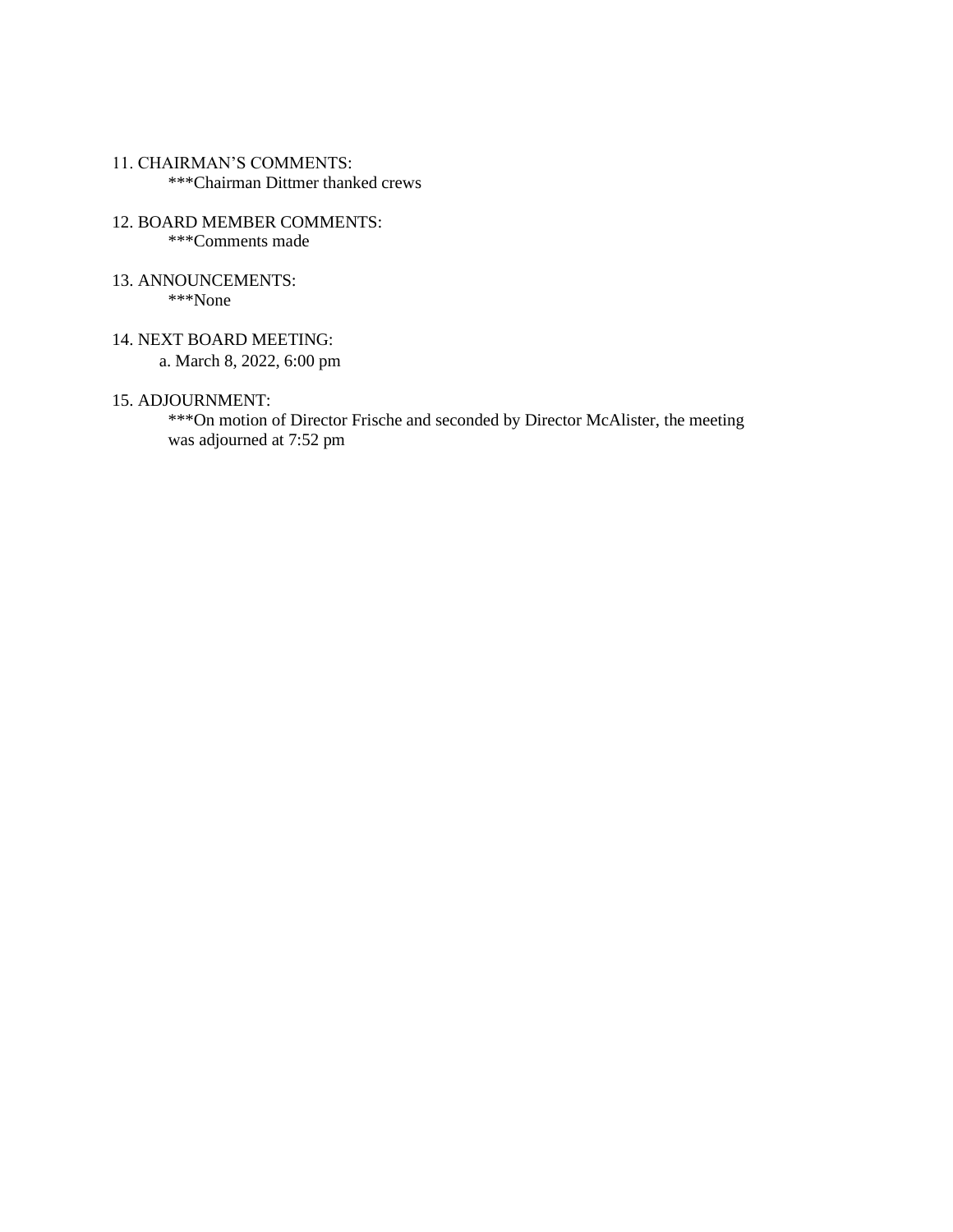11. CHAIRMAN'S COMMENTS:
    ***Chairman Dittmer thanked crews

12. BOARD MEMBER COMMENTS:
    ***Comments made

13. ANNOUNCEMENTS:
    ***None

14. NEXT BOARD MEETING:
    a. March 8, 2022, 6:00 pm

15. ADJOURNMENT:
    ***On motion of Director Frische and seconded by Director McAlister, the meeting was adjourned at 7:52 pm